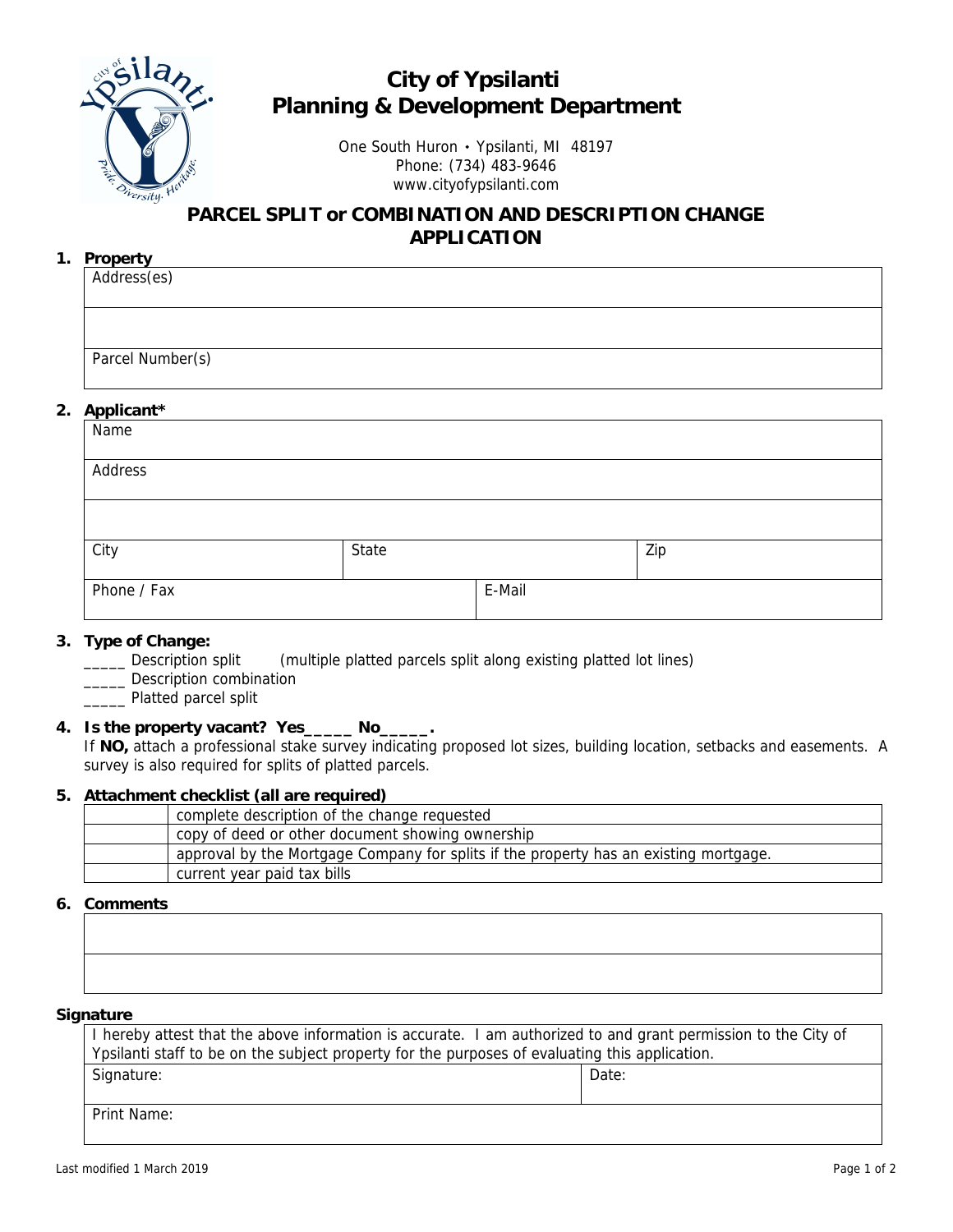# City of Ypsilanti
## Planning & Development Department

One South Huron • Ypsilanti, MI 48197
Phone: (734) 483-9646
www.cityofypsilanti.com

## PARCEL SPLIT or COMBINATION AND DESCRIPTION CHANGE APPLICATION

**1. Property**

| Address(es) |
|---|
| |
| Parcel Number(s) |

**2. Applicant***

| Name | | |
|---|---|---|
| Address | | |
| | | |
| City | State | Zip |
| Phone / Fax | E-Mail | |

**3. Type of Change:**

_____ Description split (multiple platted parcels split along existing platted lot lines)
_____ Description combination
_____ Platted parcel split

**4. Is the property vacant? Yes_____ No_____.**

If **NO,** attach a professional stake survey indicating proposed lot sizes, building location, setbacks and easements. A survey is also required for splits of platted parcels.

**5. Attachment checklist (all are required)**

| | |
|---|---|
| | complete description of the change requested |
| | copy of deed or other document showing ownership |
| | approval by the Mortgage Company for splits if the property has an existing mortgage. |
| | current year paid tax bills |

**6. Comments**

| |
|---|
| |
| |

**Signature**

| I hereby attest that the above information is accurate. I am authorized to and grant permission to the City of Ypsilanti staff to be on the subject property for the purposes of evaluating this application. | |
|---|---|
| Signature: | Date: |
| Print Name: | |

Last modified 1 March 2019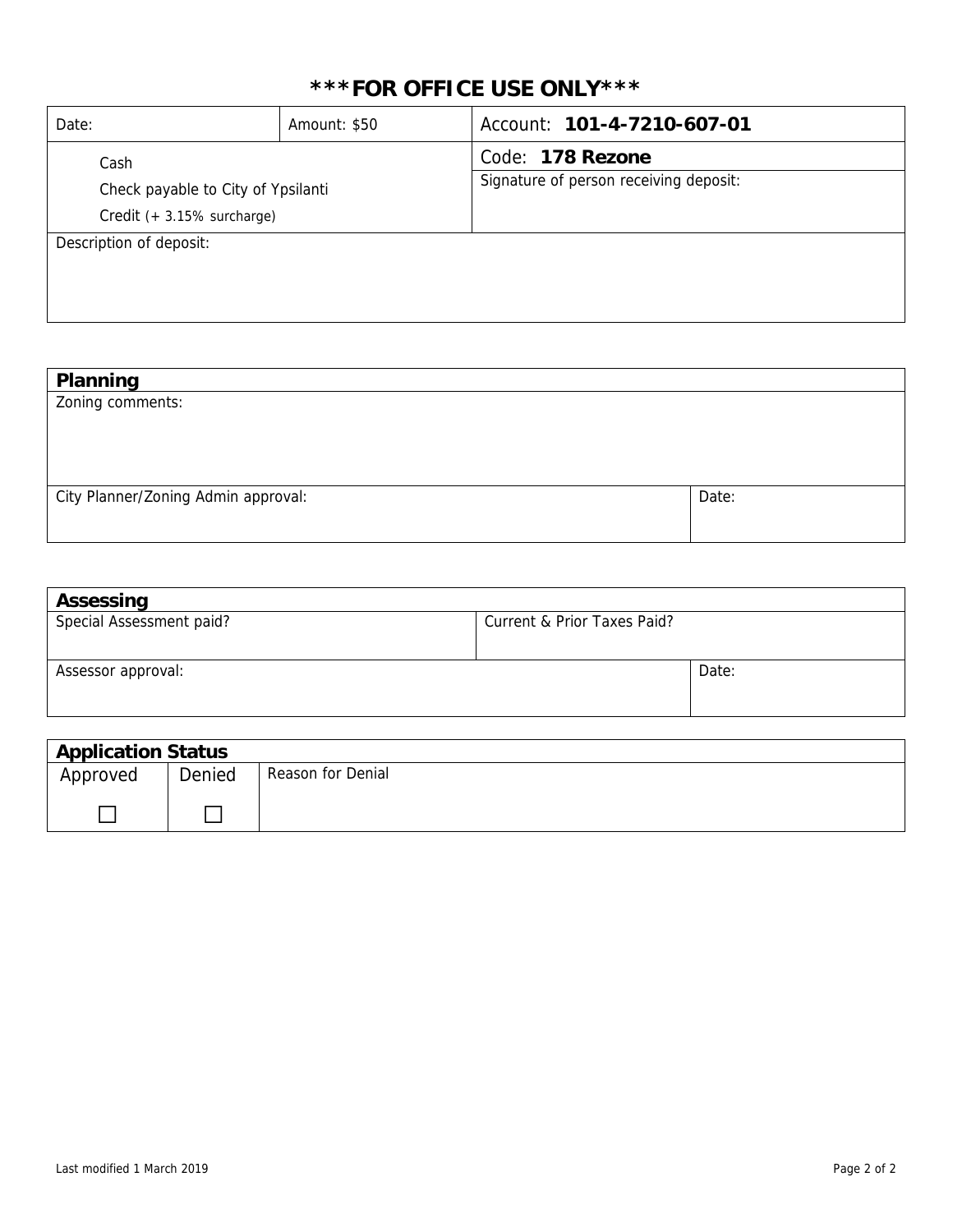## ***FOR OFFICE USE ONLY***

| | | |
|---|---|---|
| Date: | Amount: $50 | Account: **101-4-7210-607-01** |
| Cash<br>Check payable to City of Ypsilanti<br>Credit (+ 3.15% surcharge) | | Code: **178 Rezone**<br>Signature of person receiving deposit: |
| Description of deposit: | | |

| **Planning** | |
|---|---|
| Zoning comments: | |
| City Planner/Zoning Admin approval: | Date: |

| **Assessing** | | |
|---|---|---|
| Special Assessment paid? | Current & Prior Taxes Paid? | |
| Assessor approval: | | Date: |

| **Application Status** | | |
|---|---|---|
| Approved | Denied | Reason for Denial |
| ☐ | ☐ | |

Last modified 1 March 2019